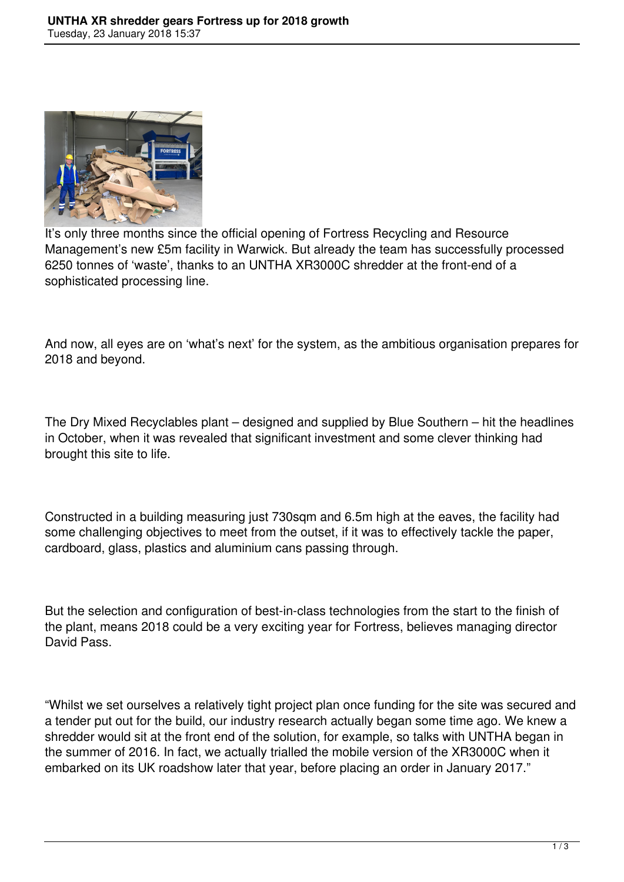It's only three months since the official opening of Fortress Recycling and Resource Management's new £5m facility in Warwick. But already the team has successfully processed 6250 tonnes of 'waste', thanks to an UNTHA XR3000C shredder at the front-end of a sophisticated processing line.

And now, all eyes are on 'what's next' for the system, as the ambitious organisation prepares for 2018 and beyond.

The Dry Mixed Recyclables plant – designed and supplied by Blue Southern – hit the headlines in October, when it was revealed that significant investment and some clever thinking had brought this site to life.

Constructed in a building measuring just 730sqm and 6.5m high at the eaves, the facility had some challenging objectives to meet from the outset, if it was to effectively tackle the paper, cardboard, glass, plastics and aluminium cans passing through.

But the selection and configuration of best-in-class technologies from the start to the finish of the plant, means 2018 could be a very exciting year for Fortress, believes managing director David Pass.

"Whilst we set ourselves a relatively tight project plan once funding for the site was secured and a tender put out for the build, our industry research actually began some time ago. We knew a shredder would sit at the front end of the solution, for example, so talks with UNTHA began in the summer of 2016. In fact, we actually trialled the mobile version of the XR3000C when it embarked on its UK roadshow later that year, before placing an order in January 2017."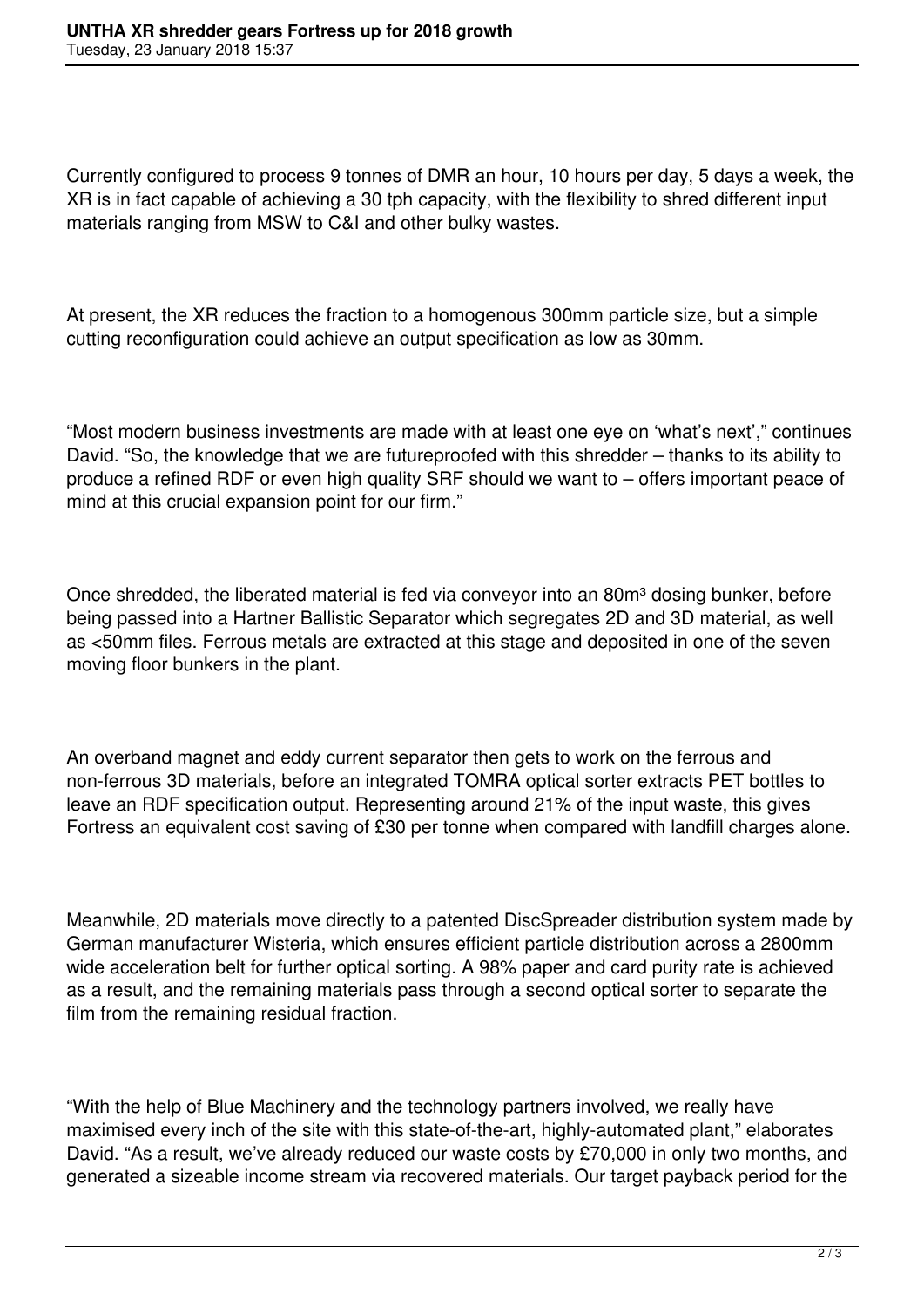Currently configured to process 9 tonnes of DMR an hour, 10 hours per day, 5 days a week, the XR is in fact capable of achieving a 30 tph capacity, with the flexibility to shred different input materials ranging from MSW to C&I and other bulky wastes.

At present, the XR reduces the fraction to a homogenous 300mm particle size, but a simple cutting reconfiguration could achieve an output specification as low as 30mm.

"Most modern business investments are made with at least one eye on 'what's next'," continues David. "So, the knowledge that we are futureproofed with this shredder – thanks to its ability to produce a refined RDF or even high quality SRF should we want to – offers important peace of mind at this crucial expansion point for our firm."

Once shredded, the liberated material is fed via conveyor into an 80m³ dosing bunker, before being passed into a Hartner Ballistic Separator which segregates 2D and 3D material, as well as <50mm files. Ferrous metals are extracted at this stage and deposited in one of the seven moving floor bunkers in the plant.

An overband magnet and eddy current separator then gets to work on the ferrous and non-ferrous 3D materials, before an integrated TOMRA optical sorter extracts PET bottles to leave an RDF specification output. Representing around 21% of the input waste, this gives Fortress an equivalent cost saving of £30 per tonne when compared with landfill charges alone.

Meanwhile, 2D materials move directly to a patented DiscSpreader distribution system made by German manufacturer Wisteria, which ensures efficient particle distribution across a 2800mm wide acceleration belt for further optical sorting. A 98% paper and card purity rate is achieved as a result, and the remaining materials pass through a second optical sorter to separate the film from the remaining residual fraction.

"With the help of Blue Machinery and the technology partners involved, we really have maximised every inch of the site with this state-of-the-art, highly-automated plant," elaborates David. "As a result, we've already reduced our waste costs by £70,000 in only two months, and generated a sizeable income stream via recovered materials. Our target payback period for the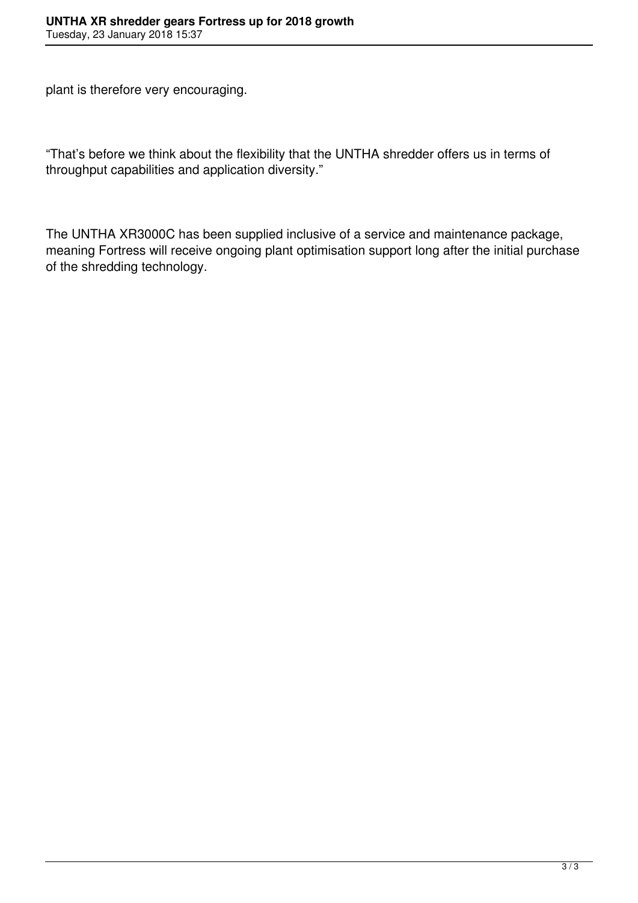plant is therefore very encouraging.

“That’s before we think about the flexibility that the UNTHA shredder offers us in terms of throughput capabilities and application diversity.”

The UNTHA XR3000C has been supplied inclusive of a service and maintenance package, meaning Fortress will receive ongoing plant optimisation support long after the initial purchase of the shredding technology.